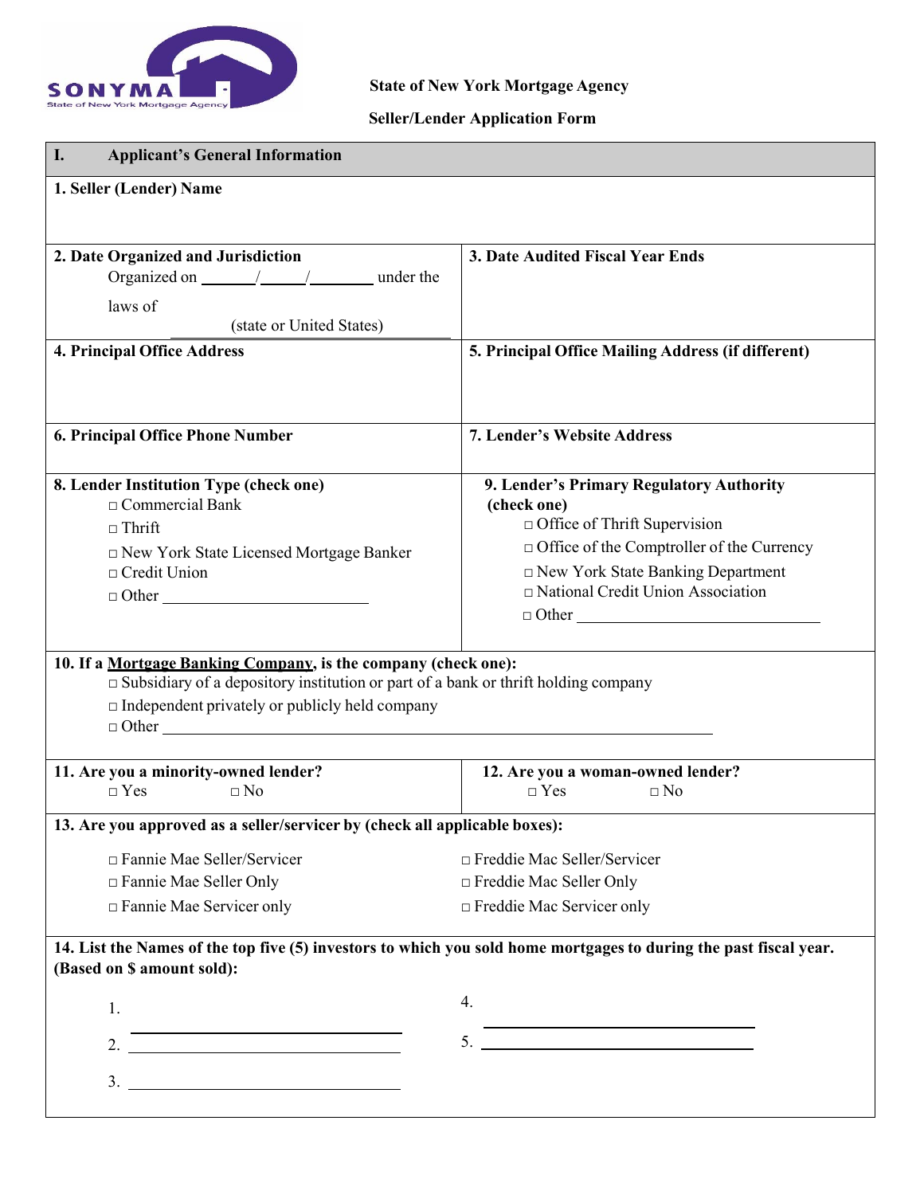SONYMA
State of New York Mortgage Agency

**State of New York Mortgage Agency**

**Seller/Lender Application Form**

## I. Applicant's General Information

**1. Seller (Lender) Name**

**2. Date Organized and Jurisdiction**

Organized on ______/_____/_______ under the laws of ____________________ (state or United States)

**3. Date Audited Fiscal Year Ends**

**4. Principal Office Address**

**5. Principal Office Mailing Address (if different)**

**6. Principal Office Phone Number**

**7. Lender's Website Address**

**8. Lender Institution Type (check one)**

- □ Commercial Bank
- □ Thrift
- □ New York State Licensed Mortgage Banker
- □ Credit Union
- □ Other ________________________

**9. Lender's Primary Regulatory Authority (check one)**

- □ Office of Thrift Supervision
- □ Office of the Comptroller of the Currency
- □ New York State Banking Department
- □ National Credit Union Association
- □ Other ____________________________

**10. If a <u>Mortgage Banking Company</u>, is the company (check one):**

- □ Subsidiary of a depository institution or part of a bank or thrift holding company
- □ Independent privately or publicly held company
- □ Other ________________________________________________________________

**11. Are you a minority-owned lender?**

□ Yes □ No

**12. Are you a woman-owned lender?**

□ Yes □ No

**13. Are you approved as a seller/servicer by (check all applicable boxes):**

- □ Fannie Mae Seller/Servicer
- □ Fannie Mae Seller Only
- □ Fannie Mae Servicer only
- □ Freddie Mac Seller/Servicer
- □ Freddie Mac Seller Only
- □ Freddie Mac Servicer only

**14. List the Names of the top five (5) investors to which you sold home mortgages to during the past fiscal year. (Based on $ amount sold):**

1. ________________________________
2. ________________________________
3. ________________________________
4. ________________________________
5. ________________________________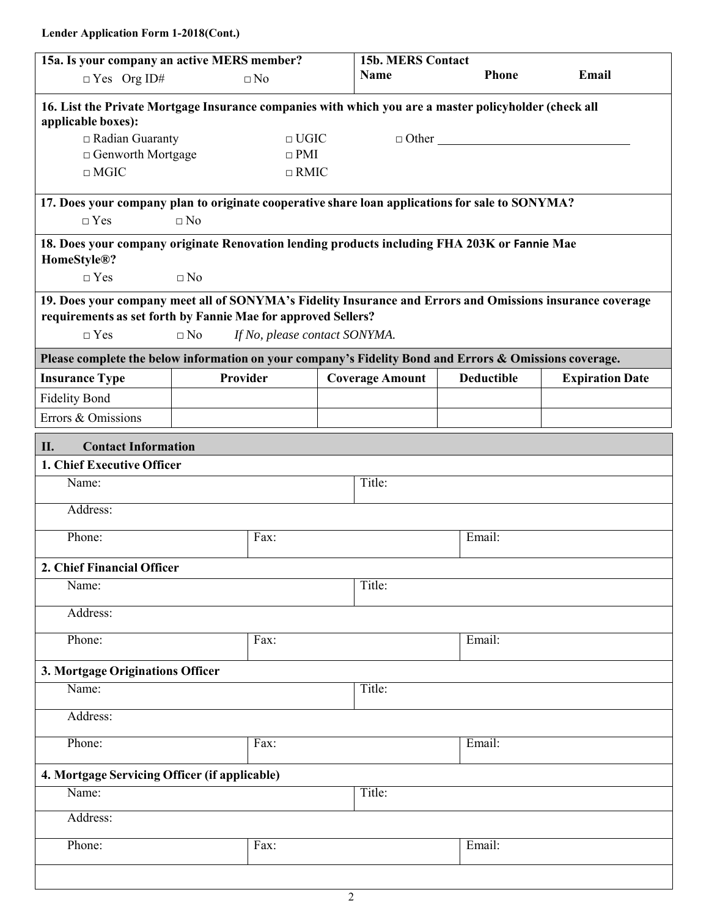**Lender Application Form 1-2018(Cont.)**

| **15a. Is your company an active MERS member?** | **15b. MERS Contact** | | |
|---|---|---|---|
| □ Yes Org ID# □ No | **Name** | **Phone** | **Email** |

**16. List the Private Mortgage Insurance companies with which you are a master policyholder (check all applicable boxes):**

□ Radian Guaranty □ UGIC □ Other ______________________________

□ Genworth Mortgage □ PMI

□ MGIC □ RMIC

**17. Does your company plan to originate cooperative share loan applications for sale to SONYMA?**

□ Yes □ No

**18. Does your company originate Renovation lending products including FHA 203K or Fannie Mae HomeStyle®?**

□ Yes □ No

**19. Does your company meet all of SONYMA's Fidelity Insurance and Errors and Omissions insurance coverage requirements as set forth by Fannie Mae for approved Sellers?**

□ Yes □ No *If No, please contact SONYMA.*

**Please complete the below information on your company's Fidelity Bond and Errors & Omissions coverage.**

| **Insurance Type** | **Provider** | **Coverage Amount** | **Deductible** | **Expiration Date** |
|---|---|---|---|---|
| Fidelity Bond | | | | |
| Errors & Omissions | | | | |

## II. Contact Information

**1. Chief Executive Officer**

| Name: | | Title: |
|---|---|---|
| Address: | | |
| Phone: | Fax: | Email: |

**2. Chief Financial Officer**

| Name: | | Title: |
|---|---|---|
| Address: | | |
| Phone: | Fax: | Email: |

**3. Mortgage Originations Officer**

| Name: | | Title: |
|---|---|---|
| Address: | | |
| Phone: | Fax: | Email: |

**4. Mortgage Servicing Officer (if applicable)**

| Name: | | Title: |
|---|---|---|
| Address: | | |
| Phone: | Fax: | Email: |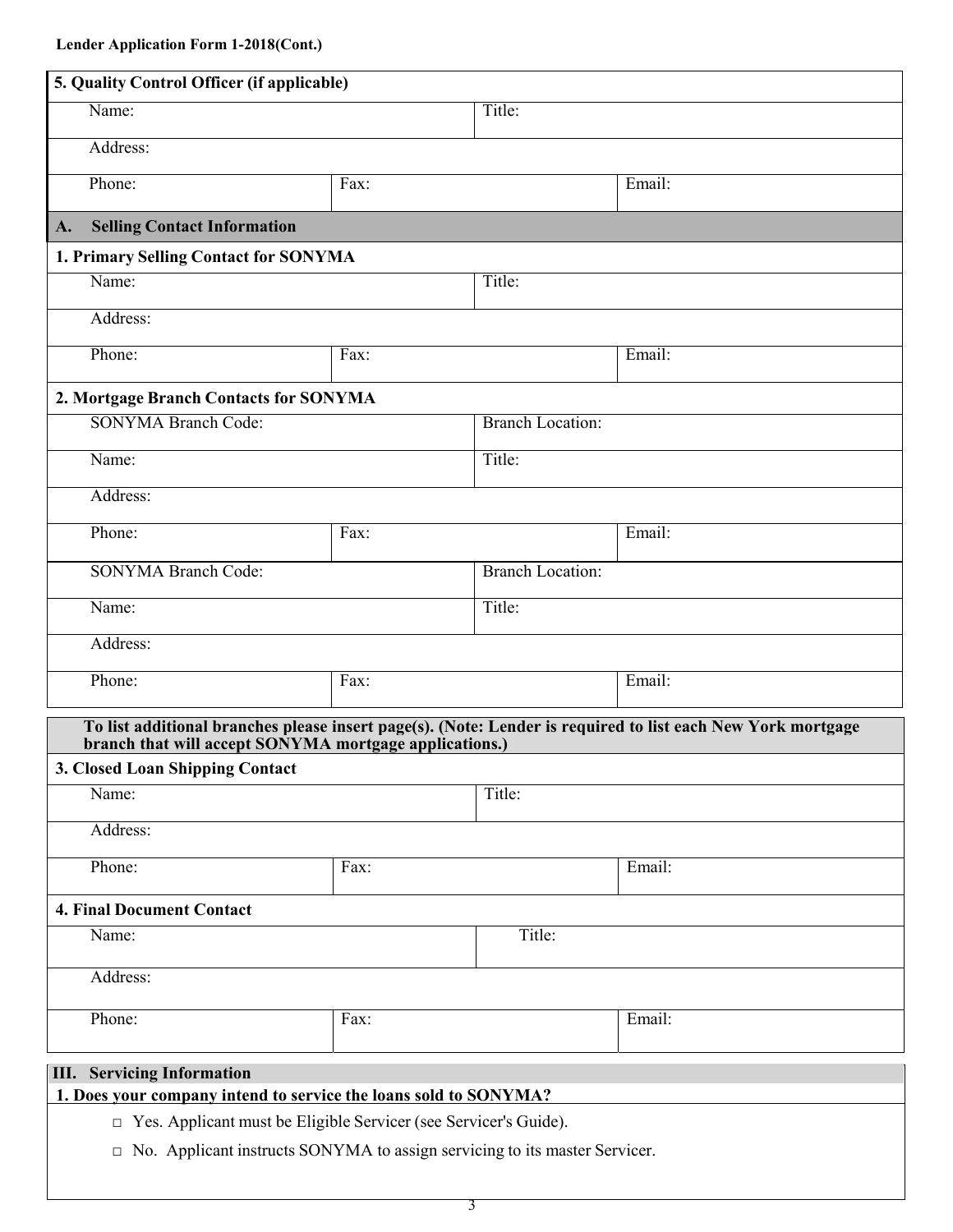**Lender Application Form 1-2018(Cont.)**

**5. Quality Control Officer (if applicable)**

| Name: | | Title: |
|---|---|---|
| Address: | | |
| Phone: | Fax: | Email: |

**A. Selling Contact Information**

**1. Primary Selling Contact for SONYMA**

| Name: | | Title: |
|---|---|---|
| Address: | | |
| Phone: | Fax: | Email: |

**2. Mortgage Branch Contacts for SONYMA**

| SONYMA Branch Code: | | Branch Location: |
|---|---|---|
| Name: | | Title: |
| Address: | | |
| Phone: | Fax: | Email: |
| SONYMA Branch Code: | | Branch Location: |
| Name: | | Title: |
| Address: | | |
| Phone: | Fax: | Email: |

**To list additional branches please insert page(s). (Note: Lender is required to list each New York mortgage branch that will accept SONYMA mortgage applications.)**

**3. Closed Loan Shipping Contact**

| Name: | | Title: |
|---|---|---|
| Address: | | |
| Phone: | Fax: | Email: |

**4. Final Document Contact**

| Name: | | Title: |
|---|---|---|
| Address: | | |
| Phone: | Fax: | Email: |

**III. Servicing Information**

**1. Does your company intend to service the loans sold to SONYMA?**

□ Yes. Applicant must be Eligible Servicer (see Servicer's Guide).

□ No. Applicant instructs SONYMA to assign servicing to its master Servicer.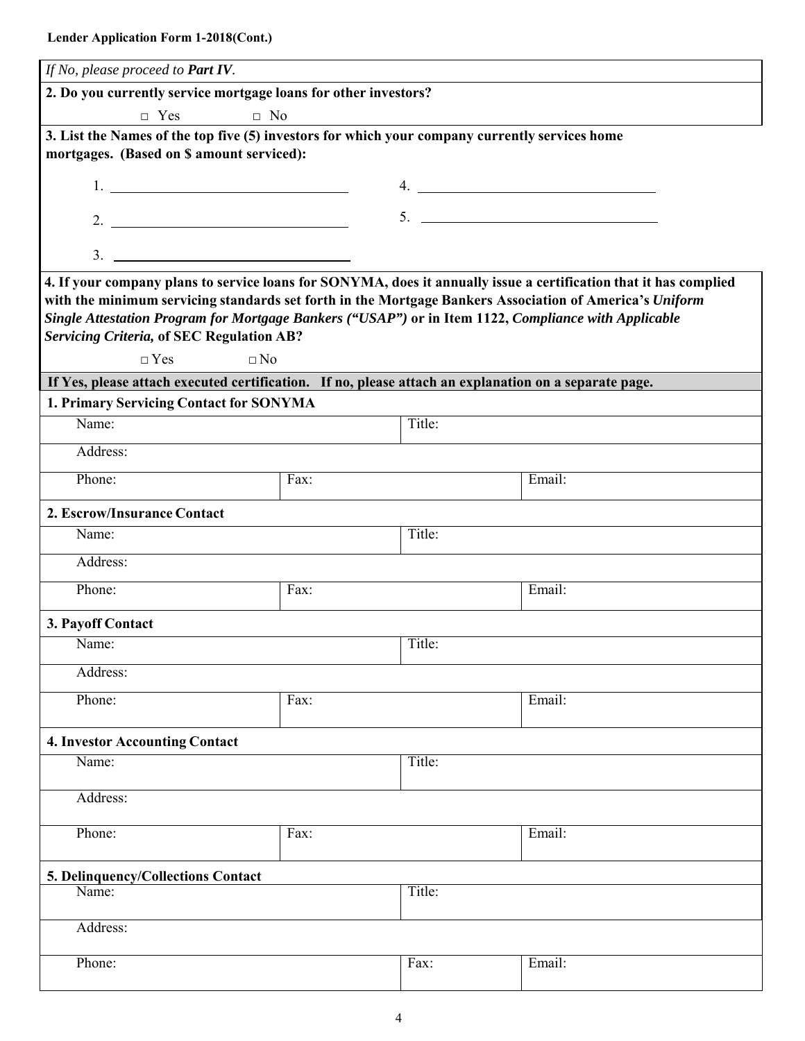**Lender Application Form 1-2018(Cont.)**

*If No, please proceed to **Part IV***.

**2. Do you currently service mortgage loans for other investors?**

□ Yes □ No

**3. List the Names of the top five (5) investors for which your company currently services home mortgages. (Based on $ amount serviced):**

1. ______________________________
2. ______________________________
3. ______________________________
4. ______________________________
5. ______________________________

**4. If your company plans to service loans for SONYMA, does it annually issue a certification that it has complied with the minimum servicing standards set forth in the Mortgage Bankers Association of America's *Uniform Single Attestation Program for Mortgage Bankers ("USAP")* or in Item 1122, *Compliance with Applicable Servicing Criteria,* of SEC Regulation AB?**

□ Yes □ No

**If Yes, please attach executed certification. If no, please attach an explanation on a separate page.**

**1. Primary Servicing Contact for SONYMA**

| Name: | | Title: |
|---|---|---|
| Address: | | |
| Phone: | Fax: | Email: |

**2. Escrow/Insurance Contact**

| Name: | | Title: |
|---|---|---|
| Address: | | |
| Phone: | Fax: | Email: |

**3. Payoff Contact**

| Name: | | Title: |
|---|---|---|
| Address: | | |
| Phone: | Fax: | Email: |

**4. Investor Accounting Contact**

| Name: | | Title: |
|---|---|---|
| Address: | | |
| Phone: | Fax: | Email: |

**5. Delinquency/Collections Contact**

| Name: | Title: | |
|---|---|---|
| Address: | | |
| Phone: | Fax: | Email: |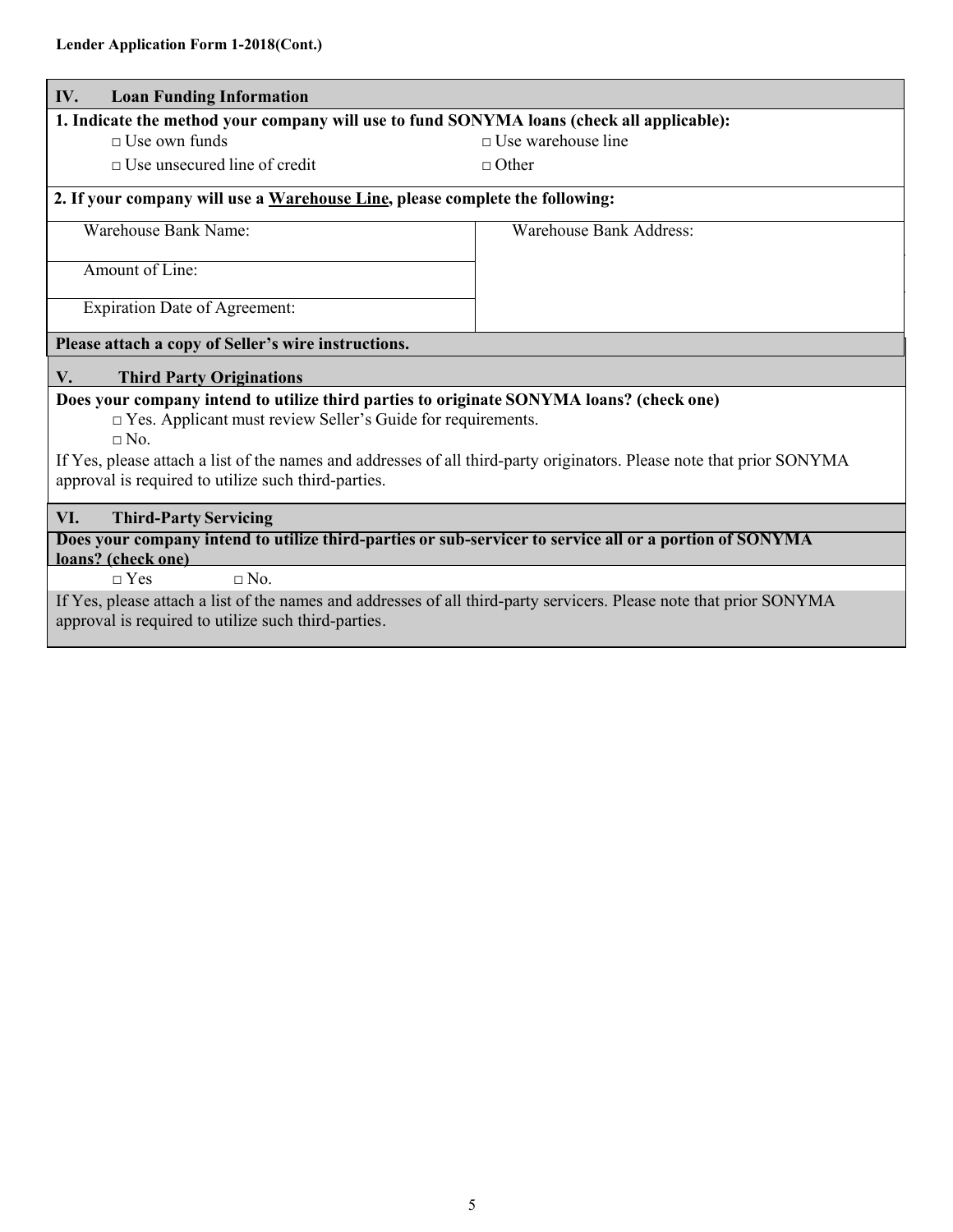**Lender Application Form 1-2018(Cont.)**

## IV. Loan Funding Information

**1. Indicate the method your company will use to fund SONYMA loans (check all applicable):**

- □ Use own funds
- □ Use warehouse line
- □ Use unsecured line of credit
- □ Other

**2. If your company will use a Warehouse Line, please complete the following:**

| Warehouse Bank Name: | Warehouse Bank Address: |
|---|---|
| Amount of Line: | |
| Expiration Date of Agreement: | |

**Please attach a copy of Seller's wire instructions.**

## V. Third Party Originations

**Does your company intend to utilize third parties to originate SONYMA loans? (check one)**

- □ Yes. Applicant must review Seller's Guide for requirements.
- □ No.

If Yes, please attach a list of the names and addresses of all third-party originators. Please note that prior SONYMA approval is required to utilize such third-parties.

## VI. Third-Party Servicing

**Does your company intend to utilize third-parties or sub-servicer to service all or a portion of SONYMA loans? (check one)**

□ Yes □ No.

If Yes, please attach a list of the names and addresses of all third-party servicers. Please note that prior SONYMA approval is required to utilize such third-parties.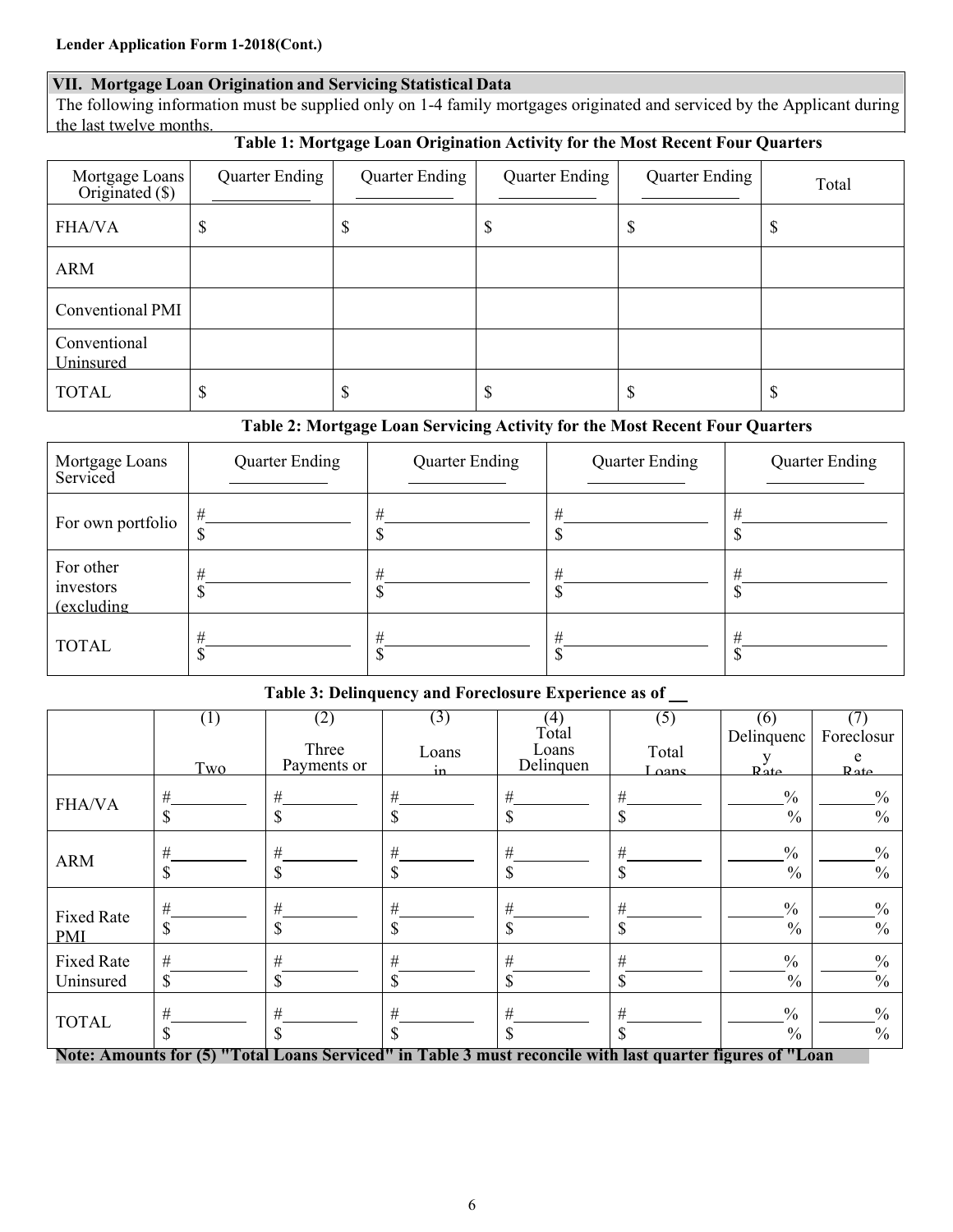**Lender Application Form 1-2018(Cont.)**

## VII. Mortgage Loan Origination and Servicing Statistical Data

The following information must be supplied only on 1-4 family mortgages originated and serviced by the Applicant during the last twelve months.

### Table 1: Mortgage Loan Origination Activity for the Most Recent Four Quarters

| Mortgage Loans Originated ($) | Quarter Ending ________ | Quarter Ending ________ | Quarter Ending ________ | Quarter Ending ________ | Total |
|---|---|---|---|---|---|
| FHA/VA | $ | $ | $ | $ | $ |
| ARM | | | | | |
| Conventional PMI | | | | | |
| Conventional Uninsured | | | | | |
| TOTAL | $ | $ | $ | $ | $ |

### Table 2: Mortgage Loan Servicing Activity for the Most Recent Four Quarters

| Mortgage Loans Serviced | Quarter Ending ________ | Quarter Ending ________ | Quarter Ending ________ | Quarter Ending ________ |
|---|---|---|---|---|
| For own portfolio | #________ $ | #________ $ | #________ $ | #________ $ |
| For other investors (excluding | #________ $ | #________ $ | #________ $ | #________ $ |
| TOTAL | #________ $ | #________ $ | #________ $ | #________ $ |

### Table 3: Delinquency and Foreclosure Experience as of __

| | (1) Two | (2) Three Payments or | (3) Loans in | (4) Total Loans Delinquen | (5) Total Loans | (6) Delinquency Rate | (7) Foreclosure Rate |
|---|---|---|---|---|---|---|---|
| FHA/VA | #________ $ | #________ $ | #________ $ | #________ $ | #________ $ | ______% % | ______% % |
| ARM | #________ $ | #________ $ | #________ $ | #________ $ | #________ $ | ______% % | ______% % |
| Fixed Rate PMI | #________ $ | #________ $ | #________ $ | #________ $ | #________ $ | ______% % | ______% % |
| Fixed Rate Uninsured | #________ $ | #________ $ | #________ $ | #________ $ | #________ $ | ______% % | ______% % |
| TOTAL | #________ $ | #________ $ | #________ $ | #________ $ | #________ $ | ______% % | ______% % |

**Note: Amounts for (5) "Total Loans Serviced" in Table 3 must reconcile with last quarter figures of "Loan**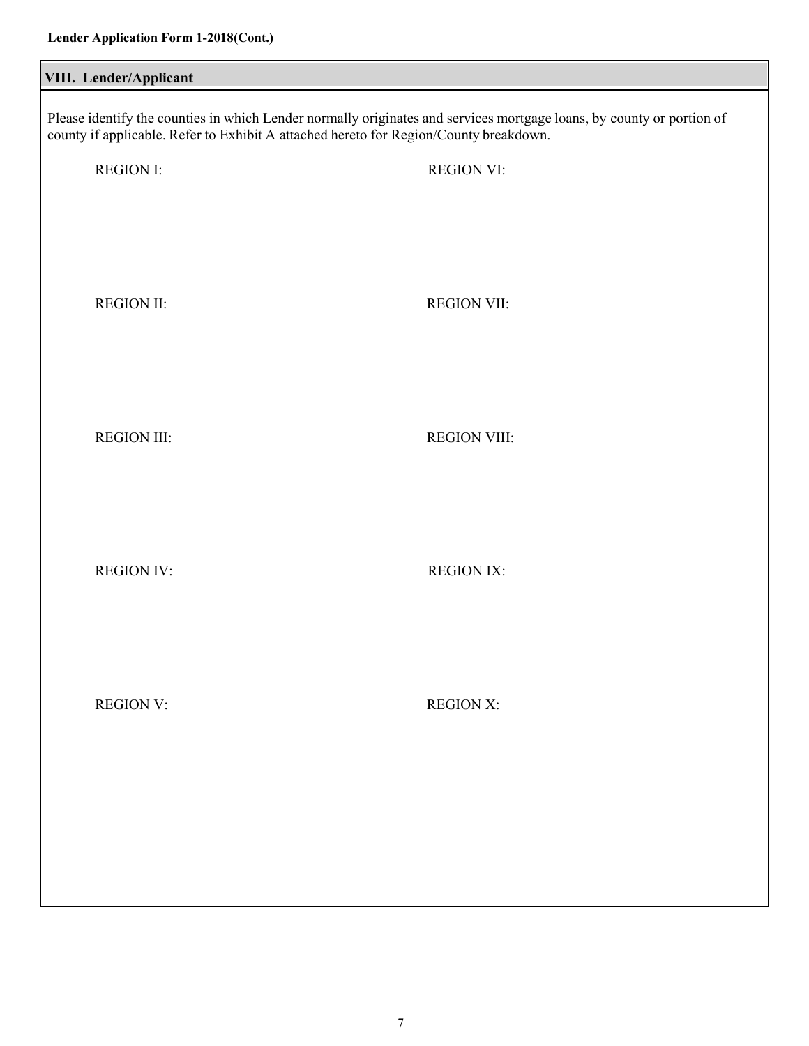Lender Application Form 1-2018(Cont.)

## VIII. Lender/Applicant

Please identify the counties in which Lender normally originates and services mortgage loans, by county or portion of county if applicable. Refer to Exhibit A attached hereto for Region/County breakdown.

REGION I:

REGION II:

REGION III:

REGION IV:

REGION V:

REGION VI:

REGION VII:

REGION VIII:

REGION IX:

REGION X: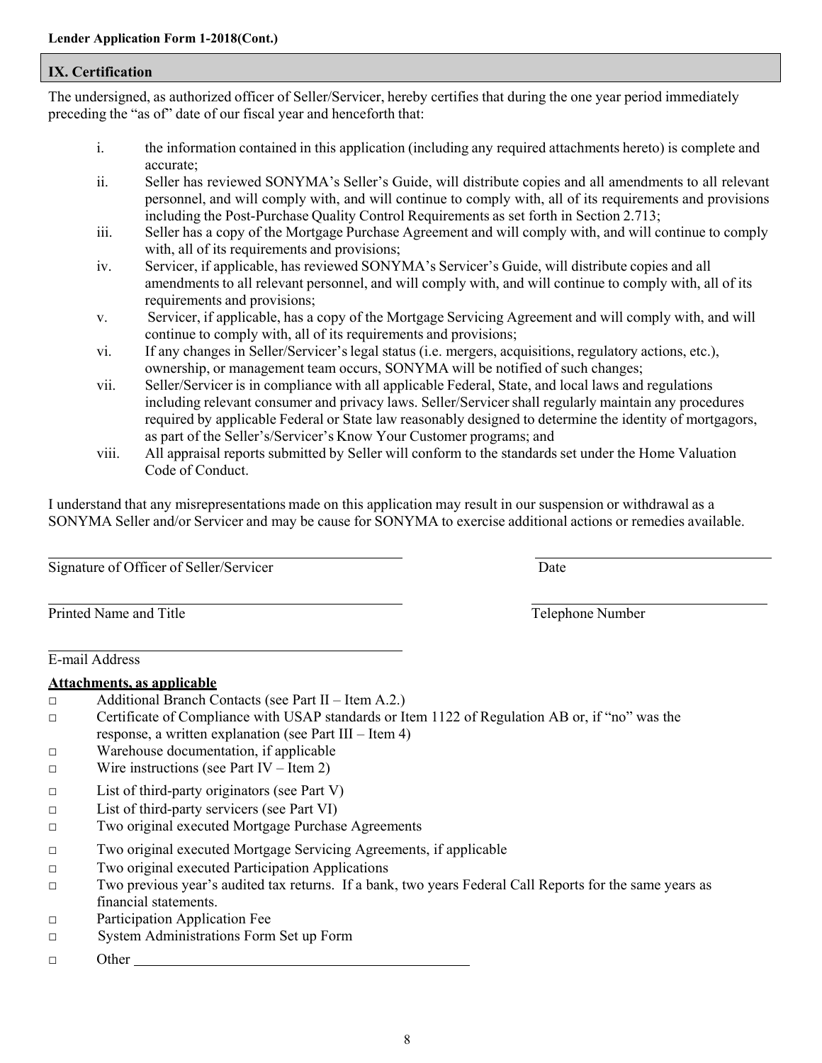Lender Application Form 1-2018(Cont.)

## IX. Certification

The undersigned, as authorized officer of Seller/Servicer, hereby certifies that during the one year period immediately preceding the "as of" date of our fiscal year and henceforth that:

i. the information contained in this application (including any required attachments hereto) is complete and accurate;

ii. Seller has reviewed SONYMA's Seller's Guide, will distribute copies and all amendments to all relevant personnel, and will comply with, and will continue to comply with, all of its requirements and provisions including the Post-Purchase Quality Control Requirements as set forth in Section 2.713;

iii. Seller has a copy of the Mortgage Purchase Agreement and will comply with, and will continue to comply with, all of its requirements and provisions;

iv. Servicer, if applicable, has reviewed SONYMA's Servicer's Guide, will distribute copies and all amendments to all relevant personnel, and will comply with, and will continue to comply with, all of its requirements and provisions;

v. Servicer, if applicable, has a copy of the Mortgage Servicing Agreement and will comply with, and will continue to comply with, all of its requirements and provisions;

vi. If any changes in Seller/Servicer's legal status (i.e. mergers, acquisitions, regulatory actions, etc.), ownership, or management team occurs, SONYMA will be notified of such changes;

vii. Seller/Servicer is in compliance with all applicable Federal, State, and local laws and regulations including relevant consumer and privacy laws. Seller/Servicer shall regularly maintain any procedures required by applicable Federal or State law reasonably designed to determine the identity of mortgagors, as part of the Seller's/Servicer's Know Your Customer programs; and

viii. All appraisal reports submitted by Seller will conform to the standards set under the Home Valuation Code of Conduct.

I understand that any misrepresentations made on this application may result in our suspension or withdrawal as a SONYMA Seller and/or Servicer and may be cause for SONYMA to exercise additional actions or remedies available.

\_\_\_\_\_\_\_\_\_\_\_\_\_\_\_\_\_\_\_\_\_\_\_\_\_\_\_\_\_\_\_\_\_\_\_\_\_\_\_\_ \_\_\_\_\_\_\_\_\_\_\_\_\_\_\_\_\_\_\_\_\_\_\_\_
Signature of Officer of Seller/Servicer Date

\_\_\_\_\_\_\_\_\_\_\_\_\_\_\_\_\_\_\_\_\_\_\_\_\_\_\_\_\_\_\_\_\_\_\_\_\_\_\_\_ \_\_\_\_\_\_\_\_\_\_\_\_\_\_\_\_\_\_\_\_\_\_\_\_
Printed Name and Title Telephone Number

\_\_\_\_\_\_\_\_\_\_\_\_\_\_\_\_\_\_\_\_\_\_\_\_\_\_\_\_\_\_\_\_\_\_\_\_\_\_\_\_
E-mail Address

**Attachments, as applicable**

- □ Additional Branch Contacts (see Part II – Item A.2.)
- □ Certificate of Compliance with USAP standards or Item 1122 of Regulation AB or, if "no" was the response, a written explanation (see Part III – Item 4)
- □ Warehouse documentation, if applicable
- □ Wire instructions (see Part IV – Item 2)
- □ List of third-party originators (see Part V)
- □ List of third-party servicers (see Part VI)
- □ Two original executed Mortgage Purchase Agreements
- □ Two original executed Mortgage Servicing Agreements, if applicable
- □ Two original executed Participation Applications
- □ Two previous year's audited tax returns. If a bank, two years Federal Call Reports for the same years as financial statements.
- □ Participation Application Fee
- □ System Administrations Form Set up Form
- □ Other \_\_\_\_\_\_\_\_\_\_\_\_\_\_\_\_\_\_\_\_\_\_\_\_\_\_\_\_\_\_\_\_\_\_\_\_\_\_\_\_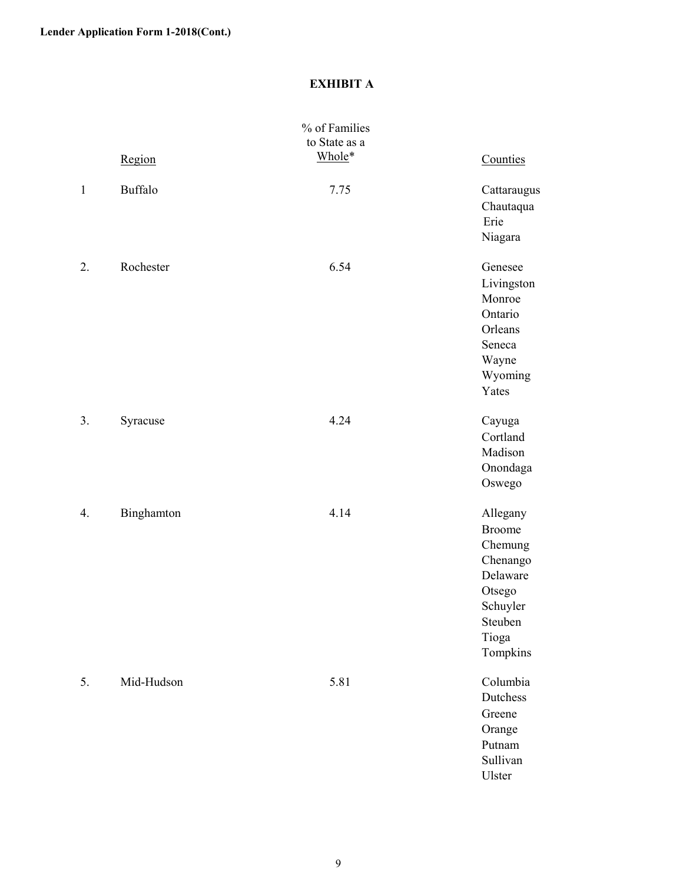**Lender Application Form 1-2018(Cont.)**

## EXHIBIT A

| | Region | % of Families to State as a Whole* | Counties |
|---|---|---|---|
| 1 | Buffalo | 7.75 | Cattaraugus<br>Chautaqua<br>Erie<br>Niagara |
| 2. | Rochester | 6.54 | Genesee<br>Livingston<br>Monroe<br>Ontario<br>Orleans<br>Seneca<br>Wayne<br>Wyoming<br>Yates |
| 3. | Syracuse | 4.24 | Cayuga<br>Cortland<br>Madison<br>Onondaga<br>Oswego |
| 4. | Binghamton | 4.14 | Allegany<br>Broome<br>Chemung<br>Chenango<br>Delaware<br>Otsego<br>Schuyler<br>Steuben<br>Tioga<br>Tompkins |
| 5. | Mid-Hudson | 5.81 | Columbia<br>Dutchess<br>Greene<br>Orange<br>Putnam<br>Sullivan<br>Ulster |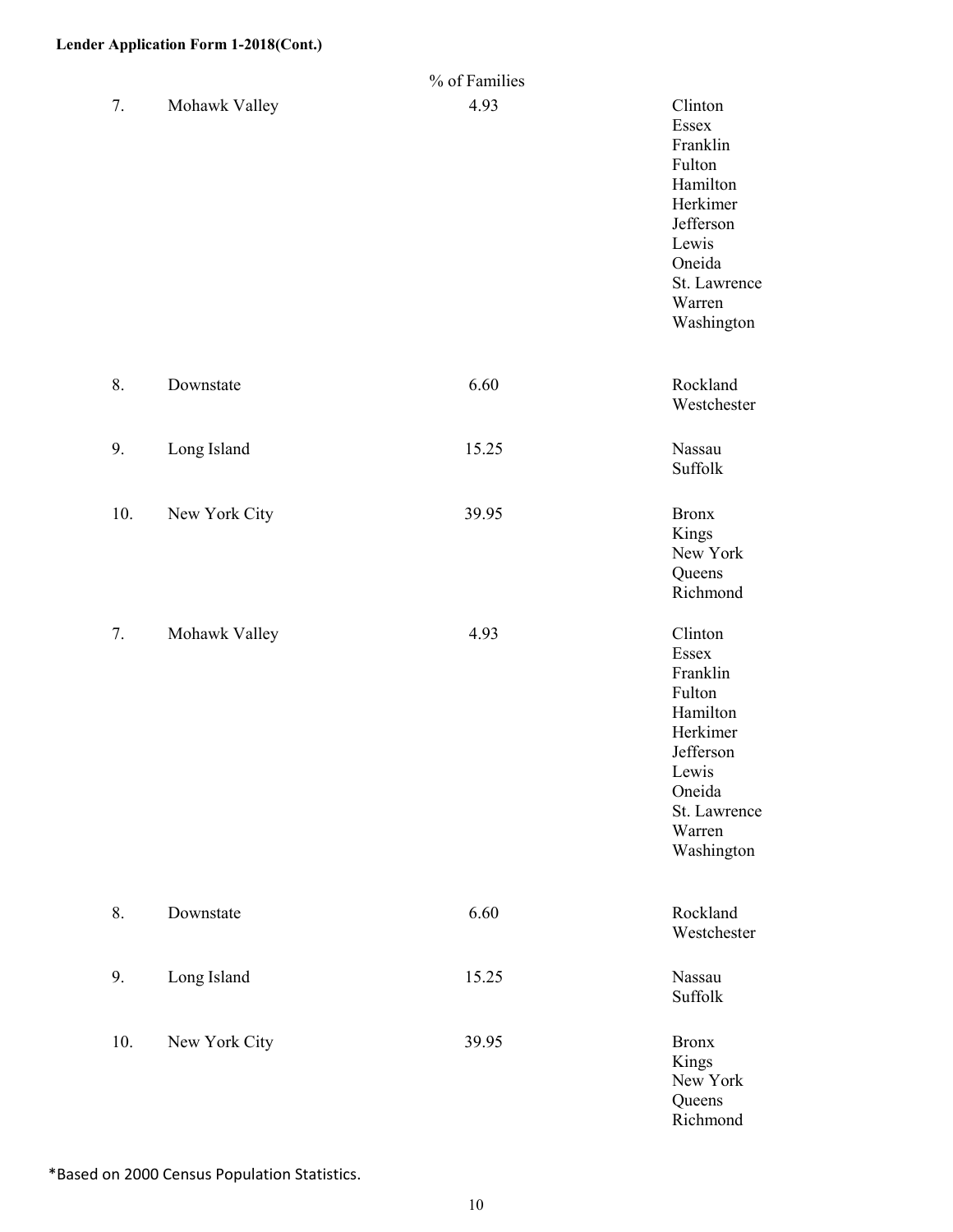**Lender Application Form 1-2018(Cont.)**

| | | % of Families | |
|---|---|---|---|
| 7. | Mohawk Valley | 4.93 | Clinton<br>Essex<br>Franklin<br>Fulton<br>Hamilton<br>Herkimer<br>Jefferson<br>Lewis<br>Oneida<br>St. Lawrence<br>Warren<br>Washington |
| 8. | Downstate | 6.60 | Rockland<br>Westchester |
| 9. | Long Island | 15.25 | Nassau<br>Suffolk |
| 10. | New York City | 39.95 | Bronx<br>Kings<br>New York<br>Queens<br>Richmond |
| 7. | Mohawk Valley | 4.93 | Clinton<br>Essex<br>Franklin<br>Fulton<br>Hamilton<br>Herkimer<br>Jefferson<br>Lewis<br>Oneida<br>St. Lawrence<br>Warren<br>Washington |
| 8. | Downstate | 6.60 | Rockland<br>Westchester |
| 9. | Long Island | 15.25 | Nassau<br>Suffolk |
| 10. | New York City | 39.95 | Bronx<br>Kings<br>New York<br>Queens<br>Richmond |

*Based on 2000 Census Population Statistics.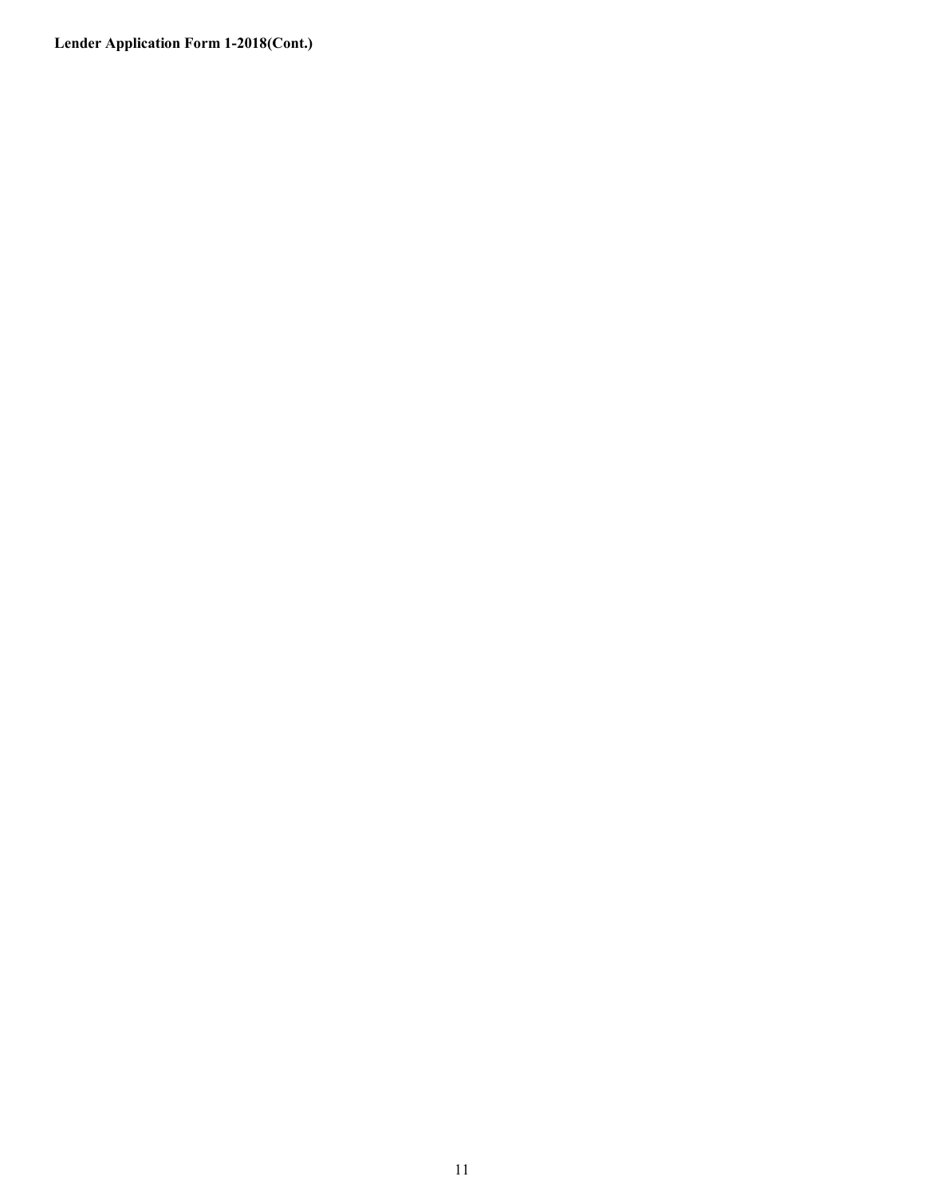**Lender Application Form 1-2018(Cont.)**